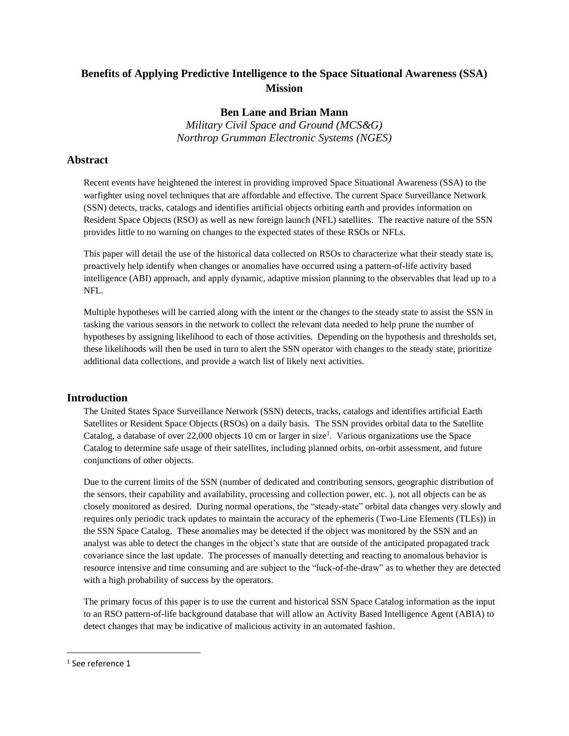# Benefits of Applying Predictive Intelligence to the Space Situational Awareness (SSA) Mission

**Ben Lane and Brian Mann**

*Military Civil Space and Ground (MCS&G)*
*Northrop Grumman Electronic Systems (NGES)*

## Abstract

Recent events have heightened the interest in providing improved Space Situational Awareness (SSA) to the warfighter using novel techniques that are affordable and effective. The current Space Surveillance Network (SSN) detects, tracks, catalogs and identifies artificial objects orbiting earth and provides information on Resident Space Objects (RSO) as well as new foreign launch (NFL) satellites. The reactive nature of the SSN provides little to no warning on changes to the expected states of these RSOs or NFLs.

This paper will detail the use of the historical data collected on RSOs to characterize what their steady state is, proactively help identify when changes or anomalies have occurred using a pattern-of-life activity based intelligence (ABI) approach, and apply dynamic, adaptive mission planning to the observables that lead up to a NFL.

Multiple hypotheses will be carried along with the intent or the changes to the steady state to assist the SSN in tasking the various sensors in the network to collect the relevant data needed to help prune the number of hypotheses by assigning likelihood to each of those activities. Depending on the hypothesis and thresholds set, these likelihoods will then be used in turn to alert the SSN operator with changes to the steady state, prioritize additional data collections, and provide a watch list of likely next activities.

## Introduction

The United States Space Surveillance Network (SSN) detects, tracks, catalogs and identifies artificial Earth Satellites or Resident Space Objects (RSOs) on a daily basis. The SSN provides orbital data to the Satellite Catalog, a database of over 22,000 objects 10 cm or larger in size[1]. Various organizations use the Space Catalog to determine safe usage of their satellites, including planned orbits, on-orbit assessment, and future conjunctions of other objects.

Due to the current limits of the SSN (number of dedicated and contributing sensors, geographic distribution of the sensors, their capability and availability, processing and collection power, etc. ), not all objects can be as closely monitored as desired. During normal operations, the "steady-state" orbital data changes very slowly and requires only periodic track updates to maintain the accuracy of the ephemeris (Two-Line Elements (TLEs)) in the SSN Space Catalog. These anomalies may be detected if the object was monitored by the SSN and an analyst was able to detect the changes in the object's state that are outside of the anticipated propagated track covariance since the last update. The processes of manually detecting and reacting to anomalous behavior is resource intensive and time consuming and are subject to the "luck-of-the-draw" as to whether they are detected with a high probability of success by the operators.

The primary focus of this paper is to use the current and historical SSN Space Catalog information as the input to an RSO pattern-of-life background database that will allow an Activity Based Intelligence Agent (ABIA) to detect changes that may be indicative of malicious activity in an automated fashion.

---

[1] See reference 1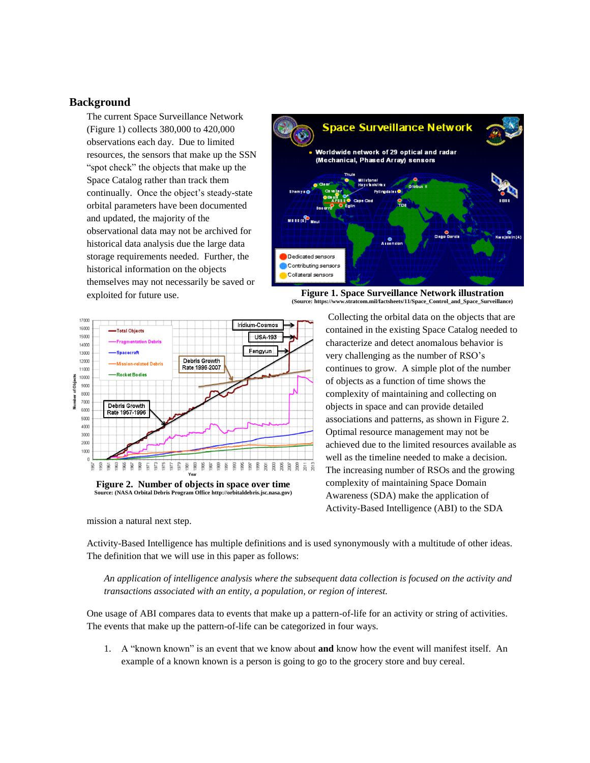## Background

The current Space Surveillance Network (Figure 1) collects 380,000 to 420,000 observations each day. Due to limited resources, the sensors that make up the SSN "spot check" the objects that make up the Space Catalog rather than track them continually. Once the object's steady-state orbital parameters have been documented and updated, the majority of the observational data may not be archived for historical data analysis due the large data storage requirements needed. Further, the historical information on the objects themselves may not necessarily be saved or exploited for future use.

**Figure 1. Space Surveillance Network illustration**
**(Source: https://www.stratcom.mil/factsheets/11/Space_Control_and_Space_Surveillance)**

**Figure 2. Number of objects in space over time**
**Source: (NASA Orbital Debris Program Office http://orbitaldebris.jsc.nasa.gov)**

Collecting the orbital data on the objects that are contained in the existing Space Catalog needed to characterize and detect anomalous behavior is very challenging as the number of RSO's continues to grow. A simple plot of the number of objects as a function of time shows the complexity of maintaining and collecting on objects in space and can provide detailed associations and patterns, as shown in Figure 2. Optimal resource management may not be achieved due to the limited resources available as well as the timeline needed to make a decision. The increasing number of RSOs and the growing complexity of maintaining Space Domain Awareness (SDA) make the application of Activity-Based Intelligence (ABI) to the SDA mission a natural next step.

Activity-Based Intelligence has multiple definitions and is used synonymously with a multitude of other ideas. The definition that we will use in this paper as follows:

*An application of intelligence analysis where the subsequent data collection is focused on the activity and transactions associated with an entity, a population, or region of interest.*

One usage of ABI compares data to events that make up a pattern-of-life for an activity or string of activities. The events that make up the pattern-of-life can be categorized in four ways.

1. A "known known" is an event that we know about **and** know how the event will manifest itself. An example of a known known is a person is going to go to the grocery store and buy cereal.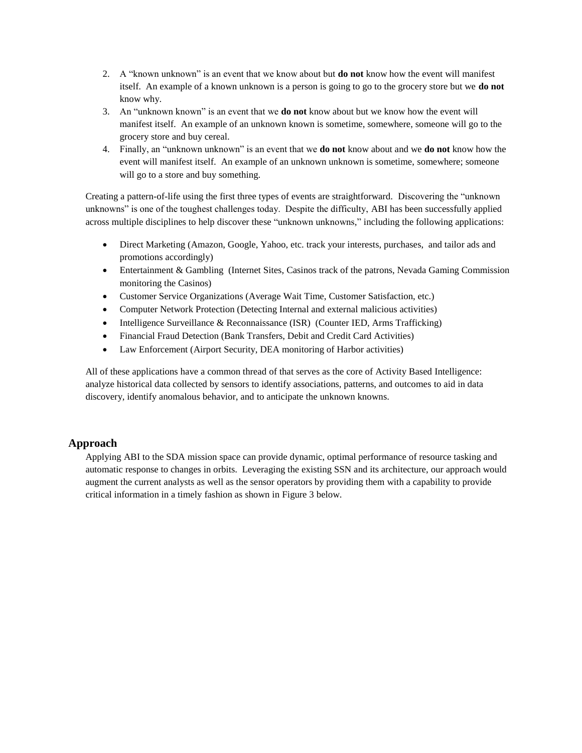2. A “known unknown” is an event that we know about but **do not** know how the event will manifest itself. An example of a known unknown is a person is going to go to the grocery store but we **do not** know why.
3. An “unknown known” is an event that we **do not** know about but we know how the event will manifest itself. An example of an unknown known is sometime, somewhere, someone will go to the grocery store and buy cereal.
4. Finally, an “unknown unknown” is an event that we **do not** know about and we **do not** know how the event will manifest itself. An example of an unknown unknown is sometime, somewhere; someone will go to a store and buy something.

Creating a pattern-of-life using the first three types of events are straightforward. Discovering the “unknown unknowns” is one of the toughest challenges today. Despite the difficulty, ABI has been successfully applied across multiple disciplines to help discover these “unknown unknowns,” including the following applications:

- Direct Marketing (Amazon, Google, Yahoo, etc. track your interests, purchases, and tailor ads and promotions accordingly)
- Entertainment & Gambling (Internet Sites, Casinos track of the patrons, Nevada Gaming Commission monitoring the Casinos)
- Customer Service Organizations (Average Wait Time, Customer Satisfaction, etc.)
- Computer Network Protection (Detecting Internal and external malicious activities)
- Intelligence Surveillance & Reconnaissance (ISR) (Counter IED, Arms Trafficking)
- Financial Fraud Detection (Bank Transfers, Debit and Credit Card Activities)
- Law Enforcement (Airport Security, DEA monitoring of Harbor activities)

All of these applications have a common thread of that serves as the core of Activity Based Intelligence: analyze historical data collected by sensors to identify associations, patterns, and outcomes to aid in data discovery, identify anomalous behavior, and to anticipate the unknown knowns.

## Approach

Applying ABI to the SDA mission space can provide dynamic, optimal performance of resource tasking and automatic response to changes in orbits. Leveraging the existing SSN and its architecture, our approach would augment the current analysts as well as the sensor operators by providing them with a capability to provide critical information in a timely fashion as shown in Figure 3 below.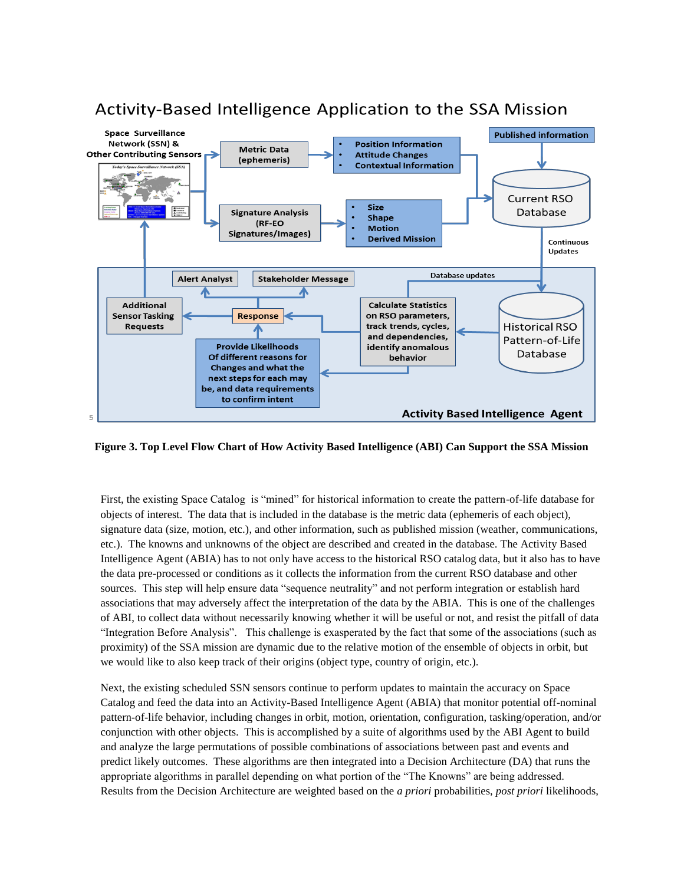**Figure 3. Top Level Flow Chart of How Activity Based Intelligence (ABI) Can Support the SSA Mission**

First, the existing Space Catalog is "mined" for historical information to create the pattern-of-life database for objects of interest. The data that is included in the database is the metric data (ephemeris of each object), signature data (size, motion, etc.), and other information, such as published mission (weather, communications, etc.). The knowns and unknowns of the object are described and created in the database. The Activity Based Intelligence Agent (ABIA) has to not only have access to the historical RSO catalog data, but it also has to have the data pre-processed or conditions as it collects the information from the current RSO database and other sources. This step will help ensure data "sequence neutrality" and not perform integration or establish hard associations that may adversely affect the interpretation of the data by the ABIA. This is one of the challenges of ABI, to collect data without necessarily knowing whether it will be useful or not, and resist the pitfall of data "Integration Before Analysis". This challenge is exasperated by the fact that some of the associations (such as proximity) of the SSA mission are dynamic due to the relative motion of the ensemble of objects in orbit, but we would like to also keep track of their origins (object type, country of origin, etc.).

Next, the existing scheduled SSN sensors continue to perform updates to maintain the accuracy on Space Catalog and feed the data into an Activity-Based Intelligence Agent (ABIA) that monitor potential off-nominal pattern-of-life behavior, including changes in orbit, motion, orientation, configuration, tasking/operation, and/or conjunction with other objects. This is accomplished by a suite of algorithms used by the ABI Agent to build and analyze the large permutations of possible combinations of associations between past and events and predict likely outcomes. These algorithms are then integrated into a Decision Architecture (DA) that runs the appropriate algorithms in parallel depending on what portion of the "The Knowns" are being addressed. Results from the Decision Architecture are weighted based on the *a priori* probabilities, *post priori* likelihoods,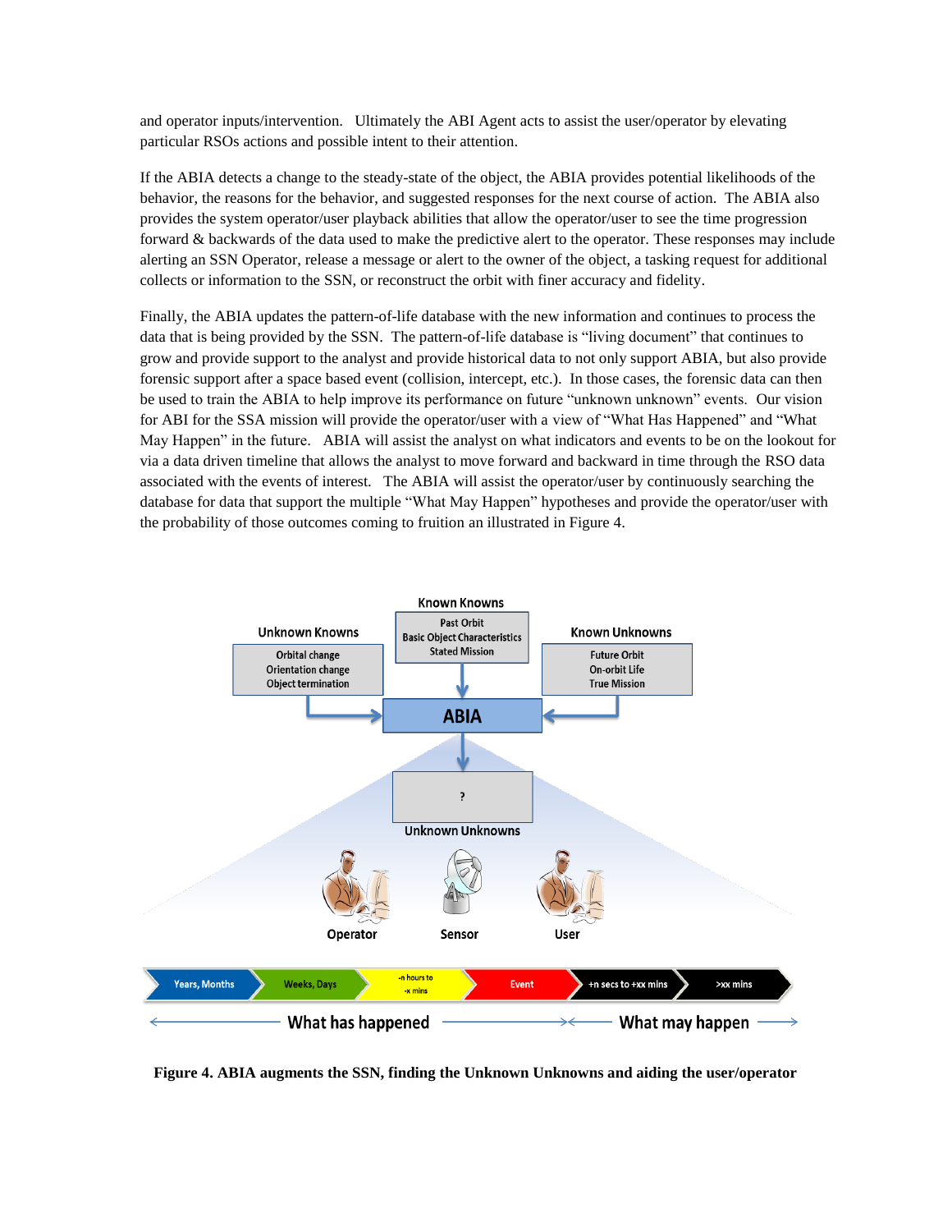and operator inputs/intervention. Ultimately the ABI Agent acts to assist the user/operator by elevating particular RSOs actions and possible intent to their attention.

If the ABIA detects a change to the steady-state of the object, the ABIA provides potential likelihoods of the behavior, the reasons for the behavior, and suggested responses for the next course of action. The ABIA also provides the system operator/user playback abilities that allow the operator/user to see the time progression forward & backwards of the data used to make the predictive alert to the operator. These responses may include alerting an SSN Operator, release a message or alert to the owner of the object, a tasking request for additional collects or information to the SSN, or reconstruct the orbit with finer accuracy and fidelity.

Finally, the ABIA updates the pattern-of-life database with the new information and continues to process the data that is being provided by the SSN. The pattern-of-life database is "living document" that continues to grow and provide support to the analyst and provide historical data to not only support ABIA, but also provide forensic support after a space based event (collision, intercept, etc.). In those cases, the forensic data can then be used to train the ABIA to help improve its performance on future "unknown unknown" events. Our vision for ABI for the SSA mission will provide the operator/user with a view of "What Has Happened" and "What May Happen" in the future. ABIA will assist the analyst on what indicators and events to be on the lookout for via a data driven timeline that allows the analyst to move forward and backward in time through the RSO data associated with the events of interest. The ABIA will assist the operator/user by continuously searching the database for data that support the multiple "What May Happen" hypotheses and provide the operator/user with the probability of those outcomes coming to fruition an illustrated in Figure 4.

**Figure 4. ABIA augments the SSN, finding the Unknown Unknowns and aiding the user/operator**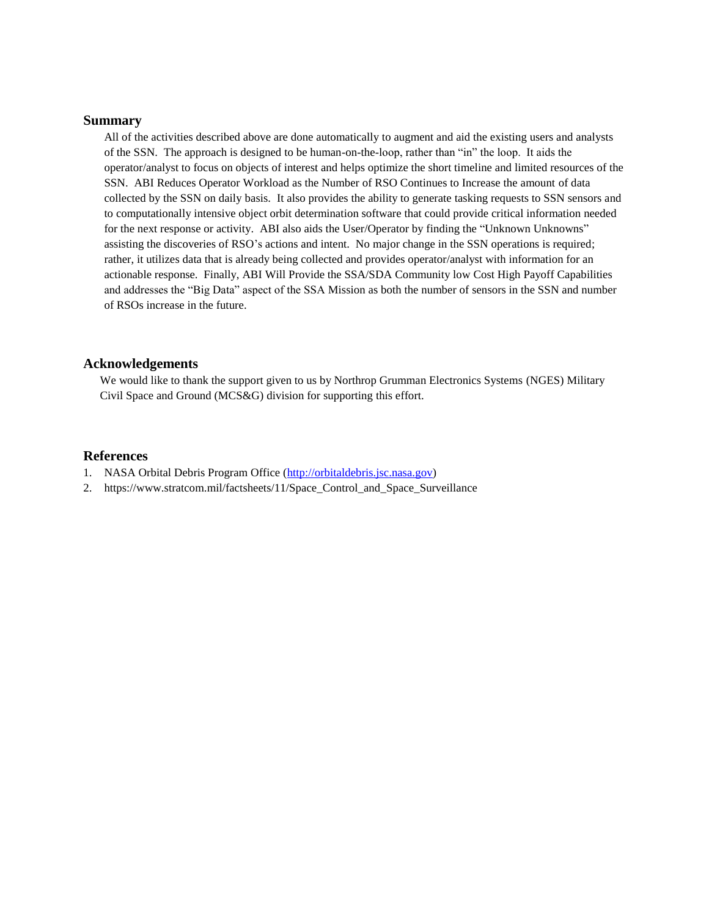## Summary

All of the activities described above are done automatically to augment and aid the existing users and analysts of the SSN. The approach is designed to be human-on-the-loop, rather than "in" the loop. It aids the operator/analyst to focus on objects of interest and helps optimize the short timeline and limited resources of the SSN. ABI Reduces Operator Workload as the Number of RSO Continues to Increase the amount of data collected by the SSN on daily basis. It also provides the ability to generate tasking requests to SSN sensors and to computationally intensive object orbit determination software that could provide critical information needed for the next response or activity. ABI also aids the User/Operator by finding the "Unknown Unknowns" assisting the discoveries of RSO's actions and intent. No major change in the SSN operations is required; rather, it utilizes data that is already being collected and provides operator/analyst with information for an actionable response. Finally, ABI Will Provide the SSA/SDA Community low Cost High Payoff Capabilities and addresses the "Big Data" aspect of the SSA Mission as both the number of sensors in the SSN and number of RSOs increase in the future.

## Acknowledgements

We would like to thank the support given to us by Northrop Grumman Electronics Systems (NGES) Military Civil Space and Ground (MCS&G) division for supporting this effort.

## References

1. NASA Orbital Debris Program Office (http://orbitaldebris.jsc.nasa.gov)
2. https://www.stratcom.mil/factsheets/11/Space_Control_and_Space_Surveillance